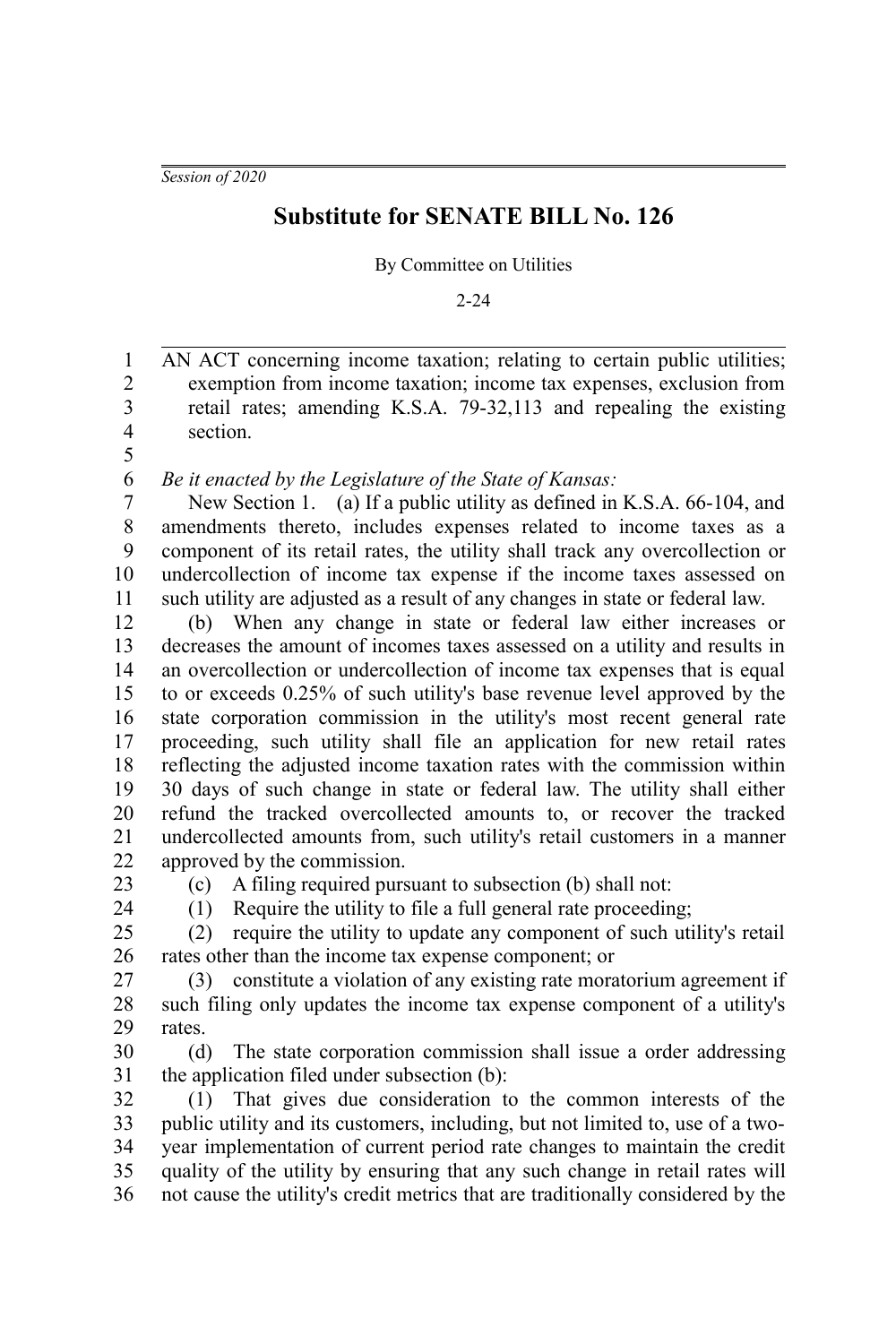*Session of 2020*

# Substitute for SENATE BILL No. 126

By Committee on Utilities

2-24

AN ACT concerning income taxation; relating to certain public utilities; exemption from income taxation; income tax expenses, exclusion from retail rates; amending K.S.A. 79-32,113 and repealing the existing section.

*Be it enacted by the Legislature of the State of Kansas:*

New Section 1. (a) If a public utility as defined in K.S.A. 66-104, and amendments thereto, includes expenses related to income taxes as a component of its retail rates, the utility shall track any overcollection or undercollection of income tax expense if the income taxes assessed on such utility are adjusted as a result of any changes in state or federal law.

(b) When any change in state or federal law either increases or decreases the amount of incomes taxes assessed on a utility and results in an overcollection or undercollection of income tax expenses that is equal to or exceeds 0.25% of such utility's base revenue level approved by the state corporation commission in the utility's most recent general rate proceeding, such utility shall file an application for new retail rates reflecting the adjusted income taxation rates with the commission within 30 days of such change in state or federal law. The utility shall either refund the tracked overcollected amounts to, or recover the tracked undercollected amounts from, such utility's retail customers in a manner approved by the commission.

(c) A filing required pursuant to subsection (b) shall not:

(1) Require the utility to file a full general rate proceeding;

(2) require the utility to update any component of such utility's retail rates other than the income tax expense component; or

(3) constitute a violation of any existing rate moratorium agreement if such filing only updates the income tax expense component of a utility's rates.

(d) The state corporation commission shall issue a order addressing the application filed under subsection (b):

(1) That gives due consideration to the common interests of the public utility and its customers, including, but not limited to, use of a two-year implementation of current period rate changes to maintain the credit quality of the utility by ensuring that any such change in retail rates will not cause the utility's credit metrics that are traditionally considered by the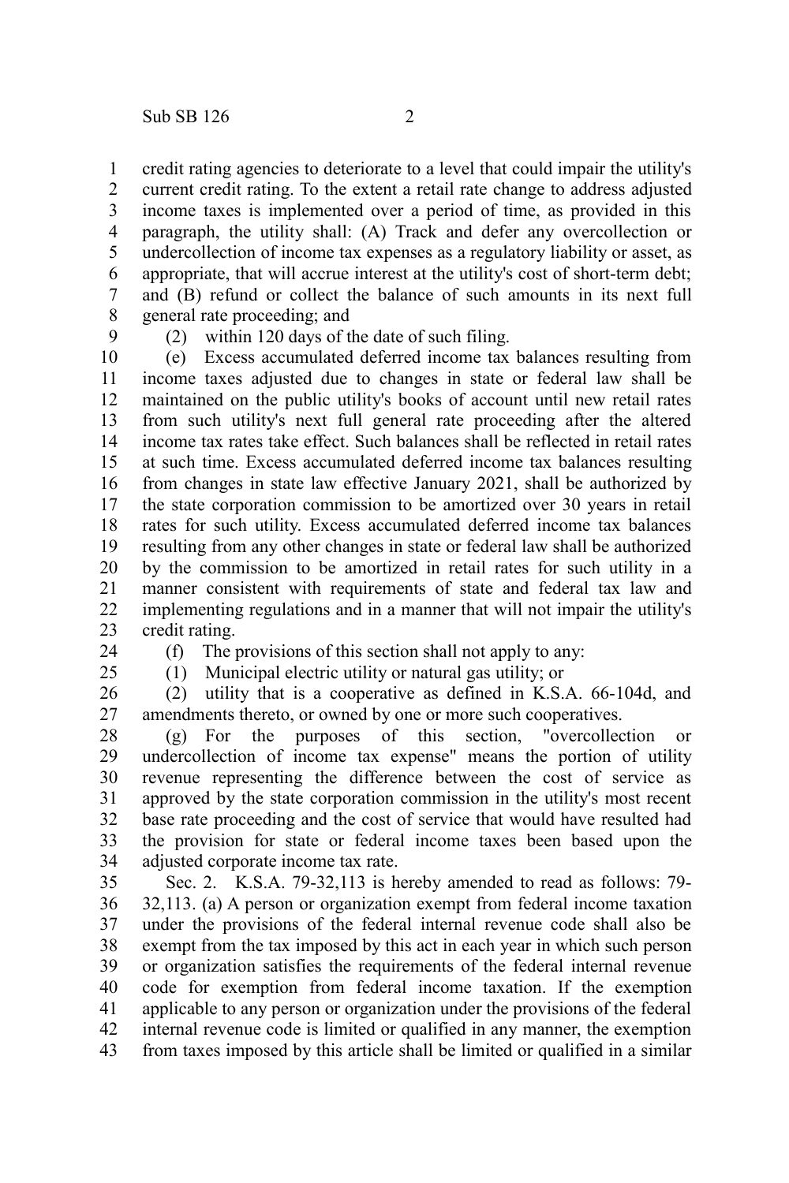credit rating agencies to deteriorate to a level that could impair the utility's current credit rating. To the extent a retail rate change to address adjusted income taxes is implemented over a period of time, as provided in this paragraph, the utility shall: (A) Track and defer any overcollection or undercollection of income tax expenses as a regulatory liability or asset, as appropriate, that will accrue interest at the utility's cost of short-term debt; and (B) refund or collect the balance of such amounts in its next full general rate proceeding; and

(2) within 120 days of the date of such filing.

(e) Excess accumulated deferred income tax balances resulting from income taxes adjusted due to changes in state or federal law shall be maintained on the public utility's books of account until new retail rates from such utility's next full general rate proceeding after the altered income tax rates take effect. Such balances shall be reflected in retail rates at such time. Excess accumulated deferred income tax balances resulting from changes in state law effective January 2021, shall be authorized by the state corporation commission to be amortized over 30 years in retail rates for such utility. Excess accumulated deferred income tax balances resulting from any other changes in state or federal law shall be authorized by the commission to be amortized in retail rates for such utility in a manner consistent with requirements of state and federal tax law and implementing regulations and in a manner that will not impair the utility's credit rating.

(f) The provisions of this section shall not apply to any:

(1) Municipal electric utility or natural gas utility; or

(2) utility that is a cooperative as defined in K.S.A. 66-104d, and amendments thereto, or owned by one or more such cooperatives.

(g) For the purposes of this section, "overcollection or undercollection of income tax expense" means the portion of utility revenue representing the difference between the cost of service as approved by the state corporation commission in the utility's most recent base rate proceeding and the cost of service that would have resulted had the provision for state or federal income taxes been based upon the adjusted corporate income tax rate.

Sec. 2. K.S.A. 79-32,113 is hereby amended to read as follows: 79-32,113. (a) A person or organization exempt from federal income taxation under the provisions of the federal internal revenue code shall also be exempt from the tax imposed by this act in each year in which such person or organization satisfies the requirements of the federal internal revenue code for exemption from federal income taxation. If the exemption applicable to any person or organization under the provisions of the federal internal revenue code is limited or qualified in any manner, the exemption from taxes imposed by this article shall be limited or qualified in a similar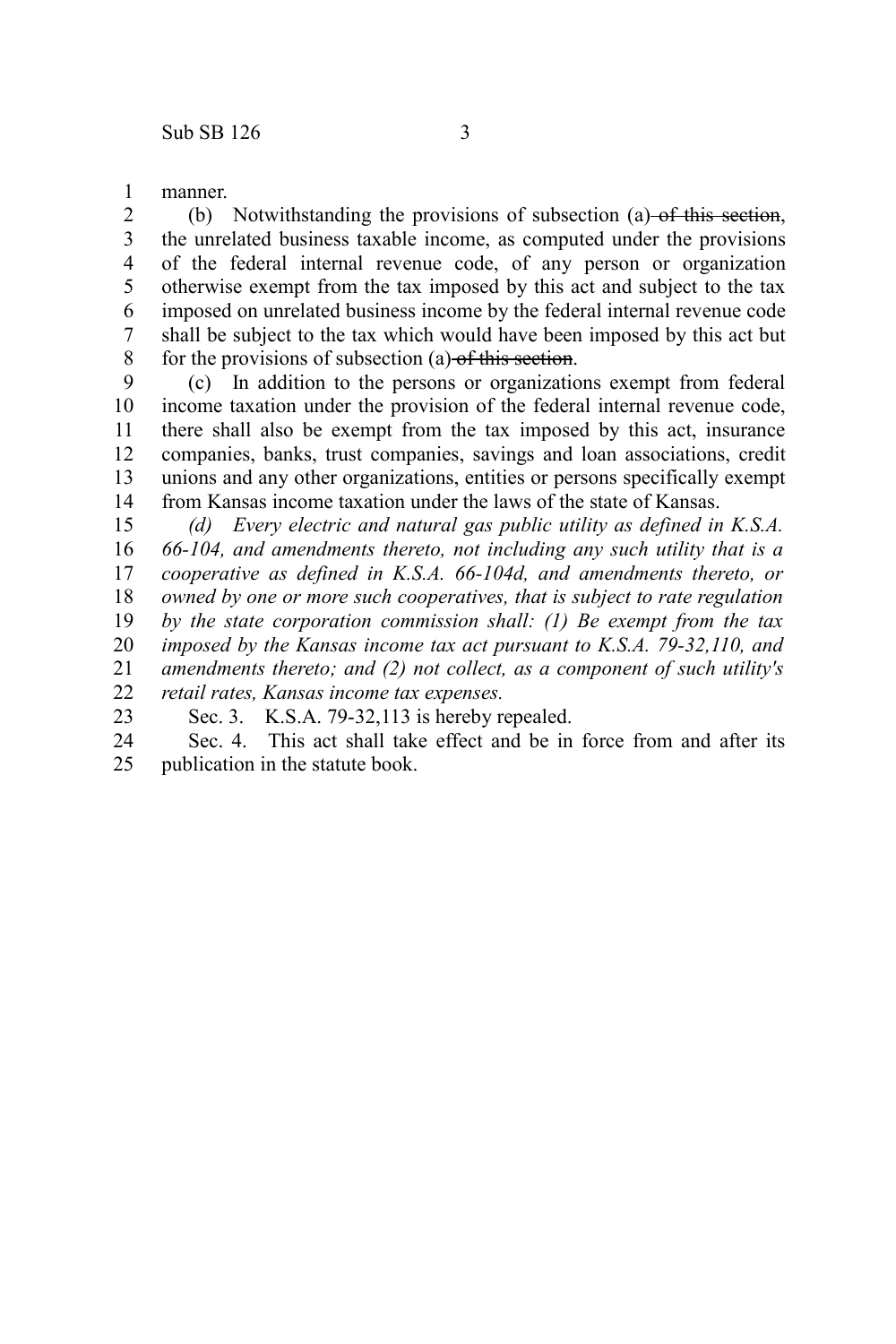manner.

(b) Notwithstanding the provisions of subsection (a)~~ of this section~~, the unrelated business taxable income, as computed under the provisions of the federal internal revenue code, of any person or organization otherwise exempt from the tax imposed by this act and subject to the tax imposed on unrelated business income by the federal internal revenue code shall be subject to the tax which would have been imposed by this act but for the provisions of subsection (a)~~ of this section~~.

(c) In addition to the persons or organizations exempt from federal income taxation under the provision of the federal internal revenue code, there shall also be exempt from the tax imposed by this act, insurance companies, banks, trust companies, savings and loan associations, credit unions and any other organizations, entities or persons specifically exempt from Kansas income taxation under the laws of the state of Kansas.

*(d) Every electric and natural gas public utility as defined in K.S.A. 66-104, and amendments thereto, not including any such utility that is a cooperative as defined in K.S.A. 66-104d, and amendments thereto, or owned by one or more such cooperatives, that is subject to rate regulation by the state corporation commission shall: (1) Be exempt from the tax imposed by the Kansas income tax act pursuant to K.S.A. 79-32,110, and amendments thereto; and (2) not collect, as a component of such utility's retail rates, Kansas income tax expenses.*

Sec. 3. K.S.A. 79-32,113 is hereby repealed.

Sec. 4. This act shall take effect and be in force from and after its publication in the statute book.